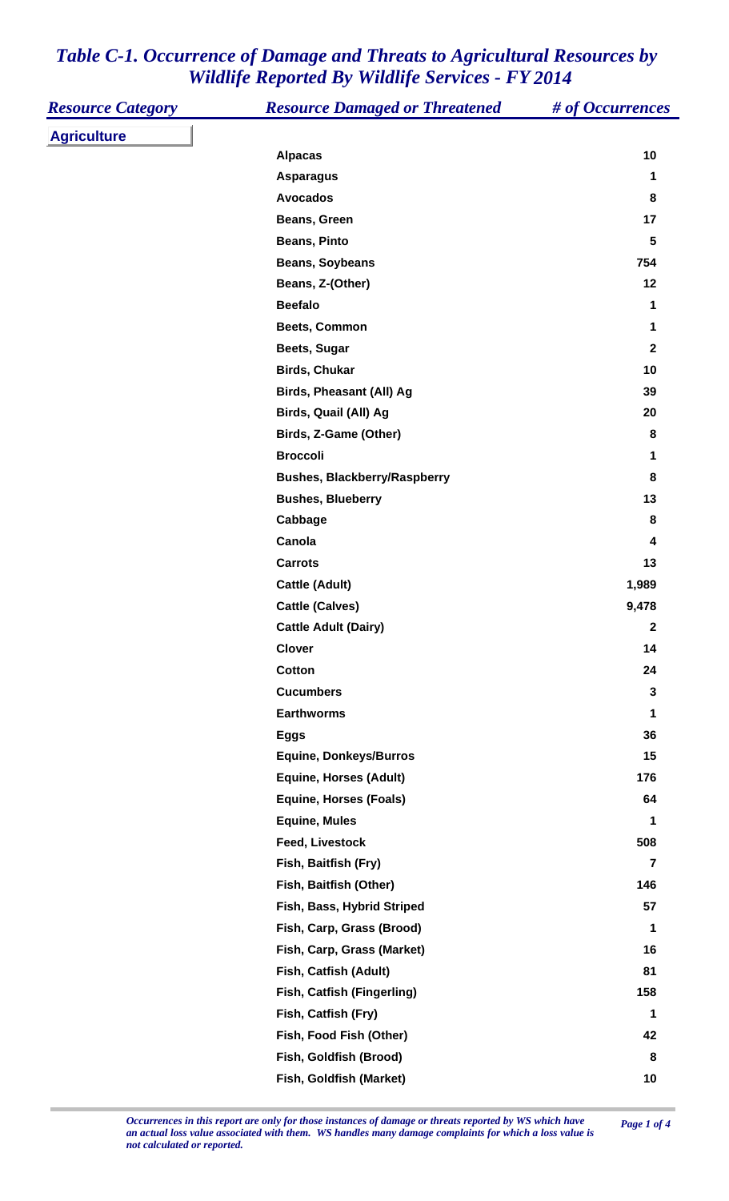# *Table C-1. Occurrence of Damage and Threats to Agricultural Resources by Wildlife Reported By Wildlife Services - FY 2014*

| *Resource Category* | *Resource Damaged or Threatened* | *# of Occurrences* |
|---|---|---|
| **Agriculture** | | |
| | **Alpacas** | **10** |
| | **Asparagus** | **1** |
| | **Avocados** | **8** |
| | **Beans, Green** | **17** |
| | **Beans, Pinto** | **5** |
| | **Beans, Soybeans** | **754** |
| | **Beans, Z-(Other)** | **12** |
| | **Beefalo** | **1** |
| | **Beets, Common** | **1** |
| | **Beets, Sugar** | **2** |
| | **Birds, Chukar** | **10** |
| | **Birds, Pheasant (All) Ag** | **39** |
| | **Birds, Quail (All) Ag** | **20** |
| | **Birds, Z-Game (Other)** | **8** |
| | **Broccoli** | **1** |
| | **Bushes, Blackberry/Raspberry** | **8** |
| | **Bushes, Blueberry** | **13** |
| | **Cabbage** | **8** |
| | **Canola** | **4** |
| | **Carrots** | **13** |
| | **Cattle (Adult)** | **1,989** |
| | **Cattle (Calves)** | **9,478** |
| | **Cattle Adult (Dairy)** | **2** |
| | **Clover** | **14** |
| | **Cotton** | **24** |
| | **Cucumbers** | **3** |
| | **Earthworms** | **1** |
| | **Eggs** | **36** |
| | **Equine, Donkeys/Burros** | **15** |
| | **Equine, Horses (Adult)** | **176** |
| | **Equine, Horses (Foals)** | **64** |
| | **Equine, Mules** | **1** |
| | **Feed, Livestock** | **508** |
| | **Fish, Baitfish (Fry)** | **7** |
| | **Fish, Baitfish (Other)** | **146** |
| | **Fish, Bass, Hybrid Striped** | **57** |
| | **Fish, Carp, Grass (Brood)** | **1** |
| | **Fish, Carp, Grass (Market)** | **16** |
| | **Fish, Catfish (Adult)** | **81** |
| | **Fish, Catfish (Fingerling)** | **158** |
| | **Fish, Catfish (Fry)** | **1** |
| | **Fish, Food Fish (Other)** | **42** |
| | **Fish, Goldfish (Brood)** | **8** |
| | **Fish, Goldfish (Market)** | **10** |

*Occurrences in this report are only for those instances of damage or threats reported by WS which have an actual loss value associated with them. WS handles many damage complaints for which a loss value is not calculated or reported.*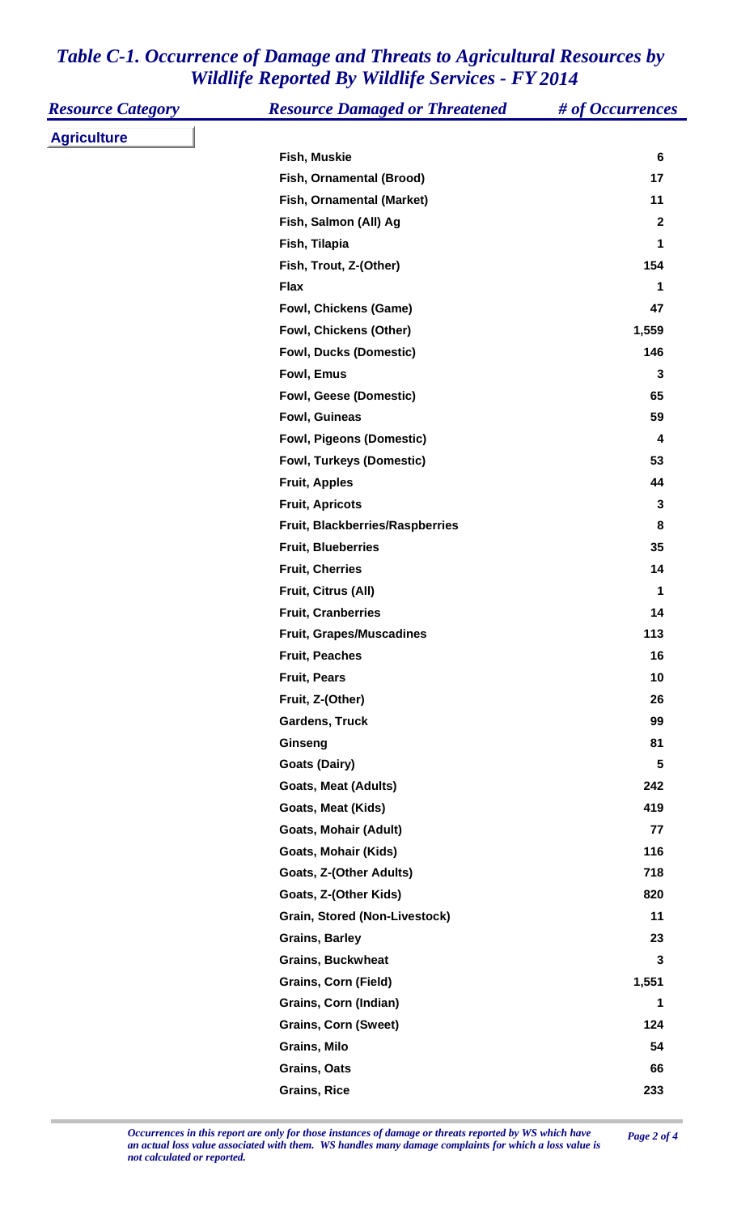# Table C-1. Occurrence of Damage and Threats to Agricultural Resources by Wildlife Reported By Wildlife Services - FY 2014

| Resource Category | Resource Damaged or Threatened | # of Occurrences |
|---|---|---|
| **Agriculture** | | |
| | Fish, Muskie | 6 |
| | Fish, Ornamental (Brood) | 17 |
| | Fish, Ornamental (Market) | 11 |
| | Fish, Salmon (All) Ag | 2 |
| | Fish, Tilapia | 1 |
| | Fish, Trout, Z-(Other) | 154 |
| | Flax | 1 |
| | Fowl, Chickens (Game) | 47 |
| | Fowl, Chickens (Other) | 1,559 |
| | Fowl, Ducks (Domestic) | 146 |
| | Fowl, Emus | 3 |
| | Fowl, Geese (Domestic) | 65 |
| | Fowl, Guineas | 59 |
| | Fowl, Pigeons (Domestic) | 4 |
| | Fowl, Turkeys (Domestic) | 53 |
| | Fruit, Apples | 44 |
| | Fruit, Apricots | 3 |
| | Fruit, Blackberries/Raspberries | 8 |
| | Fruit, Blueberries | 35 |
| | Fruit, Cherries | 14 |
| | Fruit, Citrus (All) | 1 |
| | Fruit, Cranberries | 14 |
| | Fruit, Grapes/Muscadines | 113 |
| | Fruit, Peaches | 16 |
| | Fruit, Pears | 10 |
| | Fruit, Z-(Other) | 26 |
| | Gardens, Truck | 99 |
| | Ginseng | 81 |
| | Goats (Dairy) | 5 |
| | Goats, Meat (Adults) | 242 |
| | Goats, Meat (Kids) | 419 |
| | Goats, Mohair (Adult) | 77 |
| | Goats, Mohair (Kids) | 116 |
| | Goats, Z-(Other Adults) | 718 |
| | Goats, Z-(Other Kids) | 820 |
| | Grain, Stored (Non-Livestock) | 11 |
| | Grains, Barley | 23 |
| | Grains, Buckwheat | 3 |
| | Grains, Corn (Field) | 1,551 |
| | Grains, Corn (Indian) | 1 |
| | Grains, Corn (Sweet) | 124 |
| | Grains, Milo | 54 |
| | Grains, Oats | 66 |
| | Grains, Rice | 233 |

*Occurrences in this report are only for those instances of damage or threats reported by WS which have an actual loss value associated with them. WS handles many damage complaints for which a loss value is not calculated or reported.*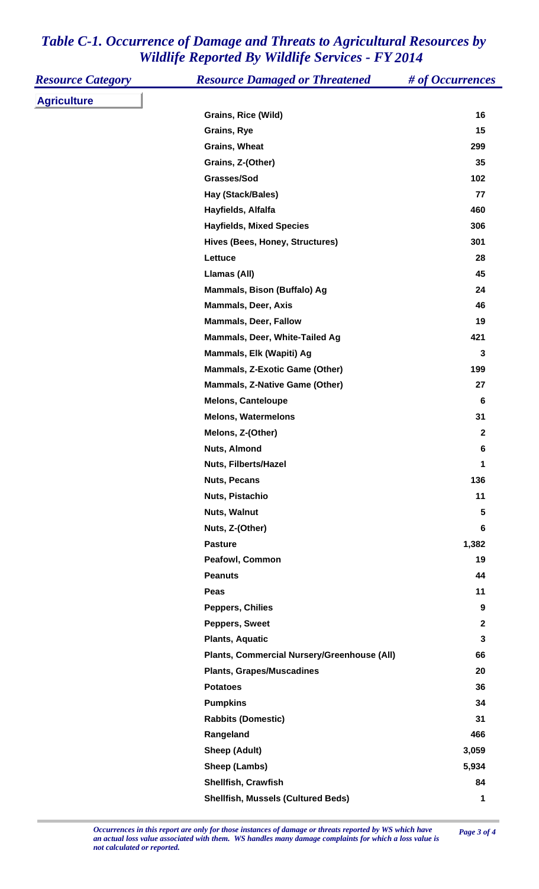# *Table C-1. Occurrence of Damage and Threats to Agricultural Resources by Wildlife Reported By Wildlife Services - FY 2014*

| *Resource Category* | *Resource Damaged or Threatened* | *# of Occurrences* |
|---|---|---|
| **Agriculture** | | |
| | **Grains, Rice (Wild)** | **16** |
| | **Grains, Rye** | **15** |
| | **Grains, Wheat** | **299** |
| | **Grains, Z-(Other)** | **35** |
| | **Grasses/Sod** | **102** |
| | **Hay (Stack/Bales)** | **77** |
| | **Hayfields, Alfalfa** | **460** |
| | **Hayfields, Mixed Species** | **306** |
| | **Hives (Bees, Honey, Structures)** | **301** |
| | **Lettuce** | **28** |
| | **Llamas (All)** | **45** |
| | **Mammals, Bison (Buffalo) Ag** | **24** |
| | **Mammals, Deer, Axis** | **46** |
| | **Mammals, Deer, Fallow** | **19** |
| | **Mammals, Deer, White-Tailed Ag** | **421** |
| | **Mammals, Elk (Wapiti) Ag** | **3** |
| | **Mammals, Z-Exotic Game (Other)** | **199** |
| | **Mammals, Z-Native Game (Other)** | **27** |
| | **Melons, Canteloupe** | **6** |
| | **Melons, Watermelons** | **31** |
| | **Melons, Z-(Other)** | **2** |
| | **Nuts, Almond** | **6** |
| | **Nuts, Filberts/Hazel** | **1** |
| | **Nuts, Pecans** | **136** |
| | **Nuts, Pistachio** | **11** |
| | **Nuts, Walnut** | **5** |
| | **Nuts, Z-(Other)** | **6** |
| | **Pasture** | **1,382** |
| | **Peafowl, Common** | **19** |
| | **Peanuts** | **44** |
| | **Peas** | **11** |
| | **Peppers, Chilies** | **9** |
| | **Peppers, Sweet** | **2** |
| | **Plants, Aquatic** | **3** |
| | **Plants, Commercial Nursery/Greenhouse (All)** | **66** |
| | **Plants, Grapes/Muscadines** | **20** |
| | **Potatoes** | **36** |
| | **Pumpkins** | **34** |
| | **Rabbits (Domestic)** | **31** |
| | **Rangeland** | **466** |
| | **Sheep (Adult)** | **3,059** |
| | **Sheep (Lambs)** | **5,934** |
| | **Shellfish, Crawfish** | **84** |
| | **Shellfish, Mussels (Cultured Beds)** | **1** |

*Occurrences in this report are only for those instances of damage or threats reported by WS which have an actual loss value associated with them. WS handles many damage complaints for which a loss value is not calculated or reported.*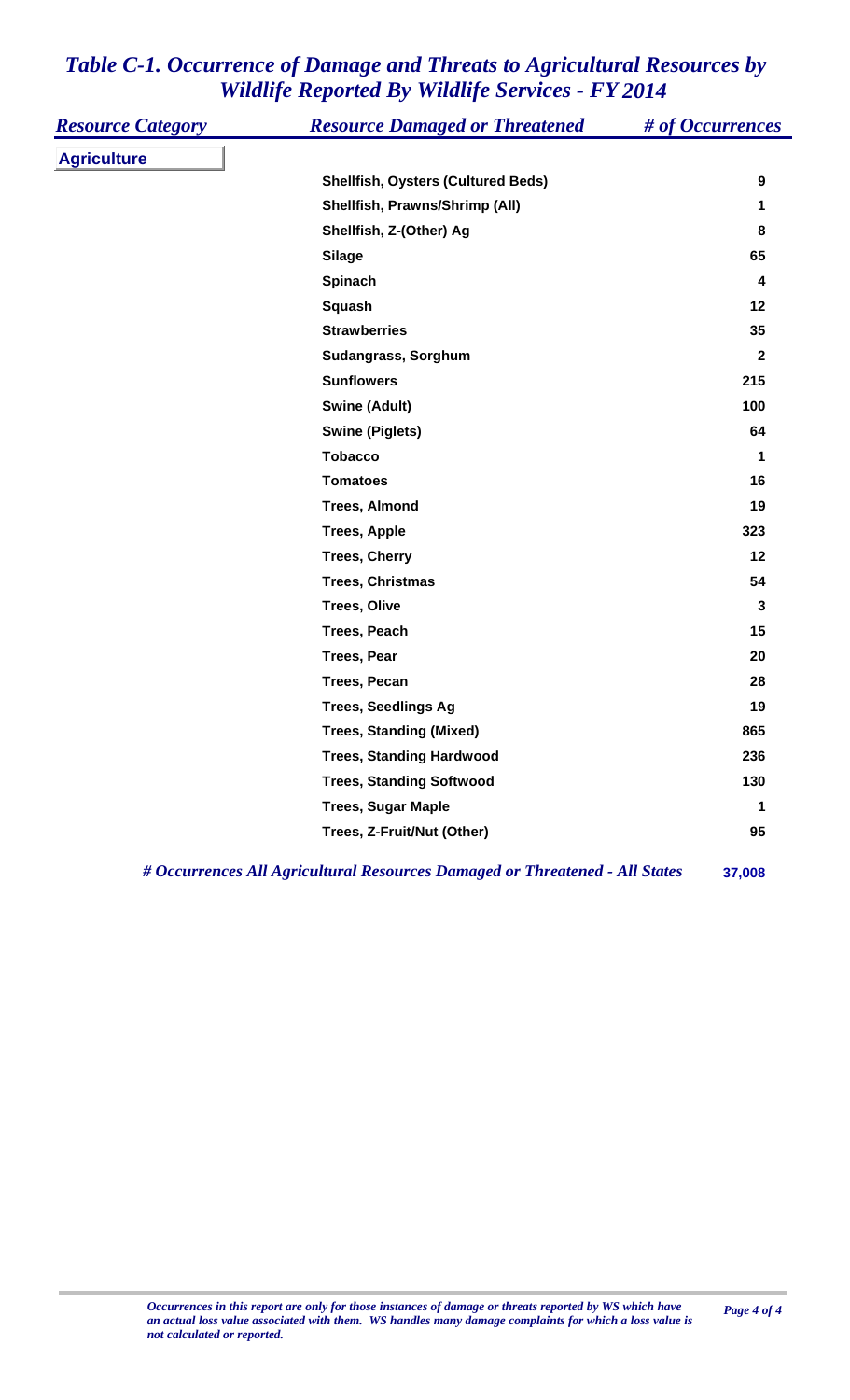# *Table C-1. Occurrence of Damage and Threats to Agricultural Resources by Wildlife Reported By Wildlife Services - FY 2014*

| *Resource Category* | *Resource Damaged or Threatened* | *# of Occurrences* |
|---|---|---|
| **Agriculture** | | |
| | **Shellfish, Oysters (Cultured Beds)** | **9** |
| | **Shellfish, Prawns/Shrimp (All)** | **1** |
| | **Shellfish, Z-(Other) Ag** | **8** |
| | **Silage** | **65** |
| | **Spinach** | **4** |
| | **Squash** | **12** |
| | **Strawberries** | **35** |
| | **Sudangrass, Sorghum** | **2** |
| | **Sunflowers** | **215** |
| | **Swine (Adult)** | **100** |
| | **Swine (Piglets)** | **64** |
| | **Tobacco** | **1** |
| | **Tomatoes** | **16** |
| | **Trees, Almond** | **19** |
| | **Trees, Apple** | **323** |
| | **Trees, Cherry** | **12** |
| | **Trees, Christmas** | **54** |
| | **Trees, Olive** | **3** |
| | **Trees, Peach** | **15** |
| | **Trees, Pear** | **20** |
| | **Trees, Pecan** | **28** |
| | **Trees, Seedlings Ag** | **19** |
| | **Trees, Standing (Mixed)** | **865** |
| | **Trees, Standing Hardwood** | **236** |
| | **Trees, Standing Softwood** | **130** |
| | **Trees, Sugar Maple** | **1** |
| | **Trees, Z-Fruit/Nut (Other)** | **95** |

***# Occurrences All Agricultural Resources Damaged or Threatened - All States*** **37,008**

*Occurrences in this report are only for those instances of damage or threats reported by WS which have an actual loss value associated with them. WS handles many damage complaints for which a loss value is not calculated or reported.*